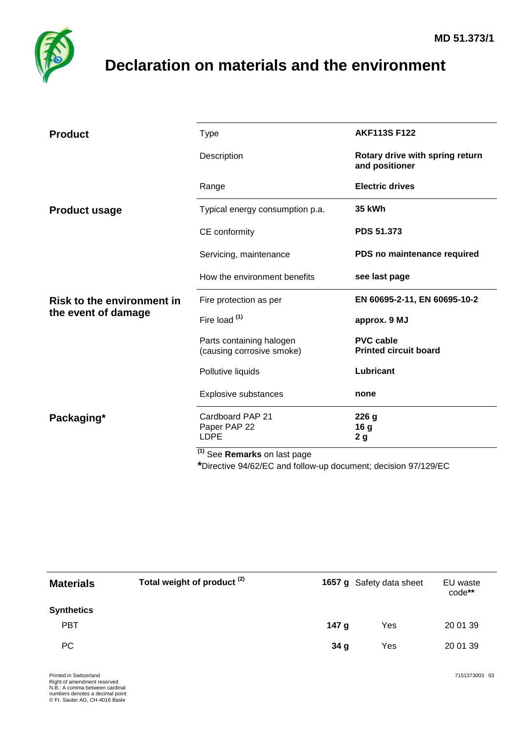MD 51.373/1

# Declaration on materials and the environment

| | | |
|---|---|---|
| **Product** | Type | **AKF113S F122** |
| | Description | **Rotary drive with spring return and positioner** |
| | Range | **Electric drives** |
| **Product usage** | Typical energy consumption p.a. | **35 kWh** |
| | CE conformity | **PDS 51.373** |
| | Servicing, maintenance | **PDS no maintenance required** |
| | How the environment benefits | **see last page** |
| **Risk to the environment in the event of damage** | Fire protection as per | **EN 60695-2-11, EN 60695-10-2** |
| | Fire load [(1)] | **approx. 9 MJ** |
| | Parts containing halogen (causing corrosive smoke) | **PVC cable**<br>**Printed circuit board** |
| | Pollutive liquids | **Lubricant** |
| | Explosive substances | **none** |
| **Packaging*** | Cardboard PAP 21<br>Paper PAP 22<br>LDPE | **226 g**<br>**16 g**<br>**2 g** |

[(1)] See **Remarks** on last page

***Directive 94/62/EC and follow-up document; decision 97/129/EC

| **Materials** | **Total weight of product [(2)]** | **1657 g** | Safety data sheet | EU waste code** |
|---|---|---|---|---|
| **Synthetics** | | | | |
| PBT | | **147 g** | Yes | 20 01 39 |
| PC | | **34 g** | Yes | 20 01 39 |

Printed in Switzerland
Right of amendment reserved
N.B.: A comma between cardinal numbers denotes a decimal point
© Fr. Sauter AG, CH-4016 Basle

7151373003 03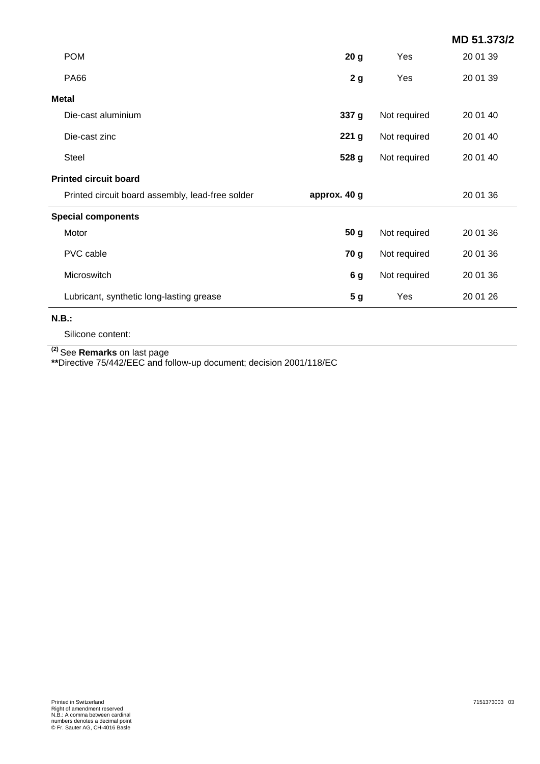| | | | |
|---|---|---|---|
| POM | **20 g** | Yes | 20 01 39 |
| PA66 | **2 g** | Yes | 20 01 39 |
| **Metal** | | | |
| Die-cast aluminium | **337 g** | Not required | 20 01 40 |
| Die-cast zinc | **221 g** | Not required | 20 01 40 |
| Steel | **528 g** | Not required | 20 01 40 |
| **Printed circuit board** | | | |
| Printed circuit board assembly, lead-free solder | **approx. 40 g** | | 20 01 36 |
| **Special components** | | | |
| Motor | **50 g** | Not required | 20 01 36 |
| PVC cable | **70 g** | Not required | 20 01 36 |
| Microswitch | **6 g** | Not required | 20 01 36 |
| Lubricant, synthetic long-lasting grease | **5 g** | Yes | 20 01 26 |

**N.B.:**

Silicone content:

[(2)] See **Remarks** on last page
**Directive 75/442/EEC and follow-up document; decision 2001/118/EC

Printed in Switzerland
Right of amendment reserved
N.B.: A comma between cardinal numbers denotes a decimal point
© Fr. Sauter AG, CH-4016 Basle

7151373003 03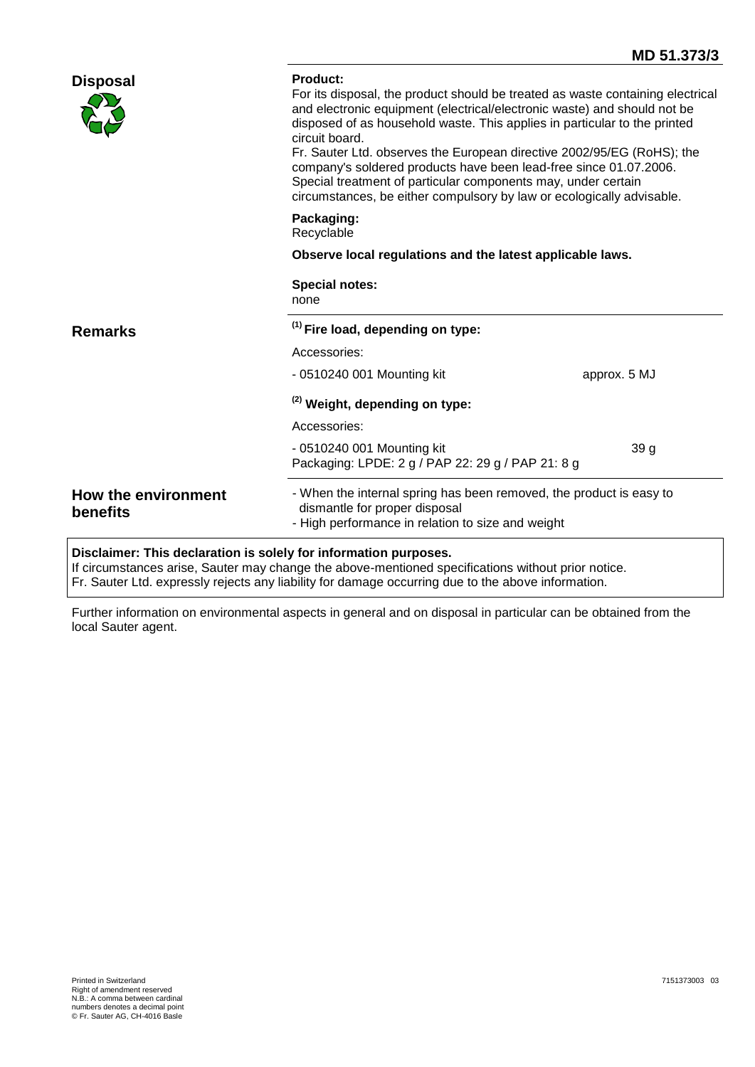## Disposal

**Product:**
For its disposal, the product should be treated as waste containing electrical and electronic equipment (electrical/electronic waste) and should not be disposed of as household waste. This applies in particular to the printed circuit board.
Fr. Sauter Ltd. observes the European directive 2002/95/EG (RoHS); the company's soldered products have been lead-free since 01.07.2006.
Special treatment of particular components may, under certain circumstances, be either compulsory by law or ecologically advisable.

**Packaging:**
Recyclable

**Observe local regulations and the latest applicable laws.**

**Special notes:**
none

## Remarks

**(1) Fire load, depending on type:**

Accessories:

- 0510240 001 Mounting kit — approx. 5 MJ

**(2) Weight, depending on type:**

Accessories:

- 0510240 001 Mounting kit — 39 g

Packaging: LPDE: 2 g / PAP 22: 29 g / PAP 21: 8 g

## How the environment benefits

- When the internal spring has been removed, the product is easy to dismantle for proper disposal
- High performance in relation to size and weight

**Disclaimer: This declaration is solely for information purposes.**
If circumstances arise, Sauter may change the above-mentioned specifications without prior notice.
Fr. Sauter Ltd. expressly rejects any liability for damage occurring due to the above information.

Further information on environmental aspects in general and on disposal in particular can be obtained from the local Sauter agent.

Printed in Switzerland
Right of amendment reserved
N.B.: A comma between cardinal numbers denotes a decimal point
© Fr. Sauter AG, CH-4016 Basle

7151373003 03